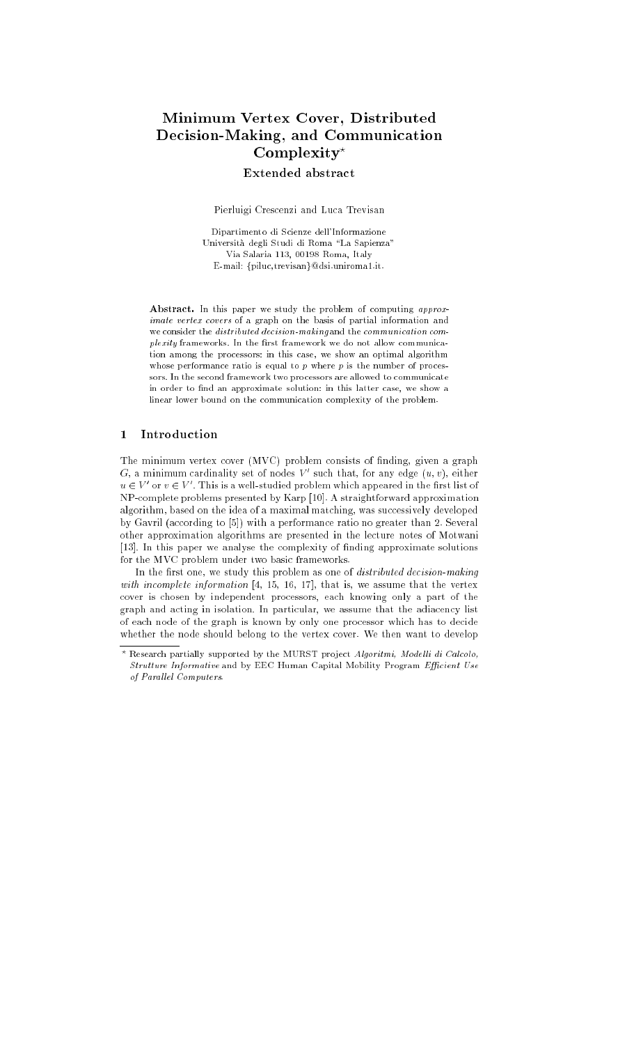# Minimum Vertex Cover, Distributed Decision-Making, and Communication Complexity*

### Extended abstract

Pierluigi Crescenzi and Luca Trevisan

Dipartimento di Scienze dell'Informazione
Università degli Studi di Roma "La Sapienza"
Via Salaria 113, 00198 Roma, Italy
E-mail: {piluc,trevisan}@dsi.uniroma1.it.

**Abstract.** In this paper we study the problem of computing *approximate vertex covers* of a graph on the basis of partial information and we consider the *distributed decision-making* and the *communication complexity* frameworks. In the first framework we do not allow communication among the processors: in this case, we show an optimal algorithm whose performance ratio is equal to $p$ where $p$ is the number of processors. In the second framework two processors are allowed to communicate in order to find an approximate solution: in this latter case, we show a linear lower bound on the communication complexity of the problem.

## 1 Introduction

The minimum vertex cover (MVC) problem consists of finding, given a graph $G$, a minimum cardinality set of nodes $V'$ such that, for any edge $(u, v)$, either $u \in V'$ or $v \in V'$. This is a well-studied problem which appeared in the first list of NP-complete problems presented by Karp [10]. A straightforward approximation algorithm, based on the idea of a maximal matching, was successively developed by Gavril (according to [5]) with a performance ratio no greater than 2. Several other approximation algorithms are presented in the lecture notes of Motwani [13]. In this paper we analyse the complexity of finding approximate solutions for the MVC problem under two basic frameworks.

In the first one, we study this problem as one of *distributed decision-making with incomplete information* [4, 15, 16, 17], that is, we assume that the vertex cover is chosen by independent processors, each knowing only a part of the graph and acting in isolation. In particular, we assume that the adiacency list of each node of the graph is known by only one processor which has to decide whether the node should belong to the vertex cover. We then want to develop

* Research partially supported by the MURST project *Algoritmi, Modelli di Calcolo, Strutture Informative* and by EEC Human Capital Mobility Program *Efficient Use of Parallel Computers*.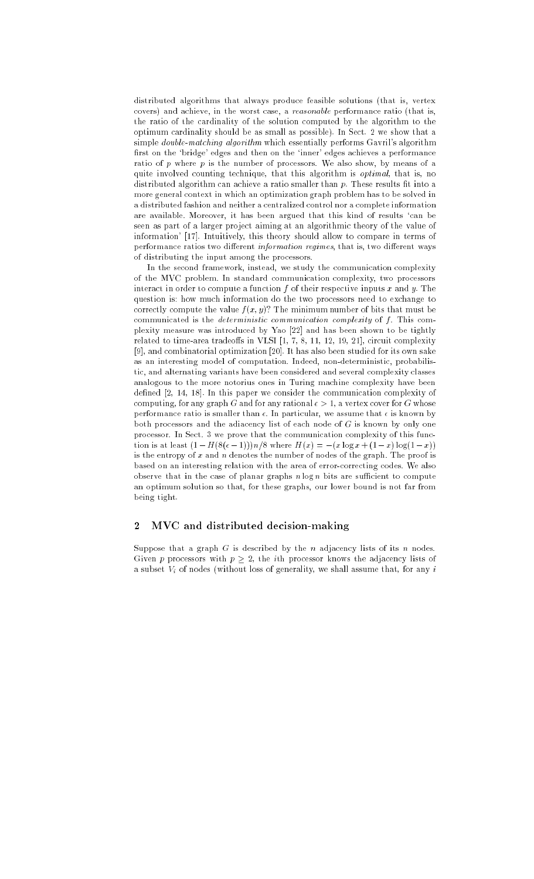distributed algorithms that always produce feasible solutions (that is, vertex covers) and achieve, in the worst case, a *reasonable* performance ratio (that is, the ratio of the cardinality of the solution computed by the algorithm to the optimum cardinality should be as small as possible). In Sect. 2 we show that a simple *double-matching algorithm* which essentially performs Gavril's algorithm first on the 'bridge' edges and then on the 'inner' edges achieves a performance ratio of $p$ where $p$ is the number of processors. We also show, by means of a quite involved counting technique, that this algorithm is *optimal*, that is, no distributed algorithm can achieve a ratio smaller than $p$. These results fit into a more general context in which an optimization graph problem has to be solved in a distributed fashion and neither a centralized control nor a complete information are available. Moreover, it has been argued that this kind of results 'can be seen as part of a larger project aiming at an algorithmic theory of the value of information' [17]. Intuitively, this theory should allow to compare in terms of performance ratios two different *information regimes*, that is, two different ways of distributing the input among the processors.

In the second framework, instead, we study the communication complexity of the MVC problem. In standard communication complexity, two processors interact in order to compute a function $f$ of their respective inputs $x$ and $y$. The question is: how much information do the two processors need to exchange to correctly compute the value $f(x,y)$? The minimum number of bits that must be communicated is the *deterministic communication complexity* of $f$. This complexity measure was introduced by Yao [22] and has been shown to be tightly related to time-area tradeoffs in VLSI [1, 7, 8, 11, 12, 19, 21], circuit complexity [9], and combinatorial optimization [20]. It has also been studied for its own sake as an interesting model of computation. Indeed, non-deterministic, probabilistic, and alternating variants have been considered and several complexity classes analogous to the more notorius ones in Turing machine complexity have been defined [2, 14, 18]. In this paper we consider the communication complexity of computing, for any graph $G$ and for any rational $\epsilon > 1$, a vertex cover for $G$ whose performance ratio is smaller than $\epsilon$. In particular, we assume that $\epsilon$ is known by both processors and the adiacency list of each node of $G$ is known by only one processor. In Sect. 3 we prove that the communication complexity of this function is at least $(1 - H(8(\epsilon - 1)))n/8$ where $H(x) = -(x \log x + (1-x)\log(1-x))$ is the entropy of $x$ and $n$ denotes the number of nodes of the graph. The proof is based on an interesting relation with the area of error-correcting codes. We also observe that in the case of planar graphs $n \log n$ bits are sufficient to compute an optimum solution so that, for these graphs, our lower bound is not far from being tight.

## 2 MVC and distributed decision-making

Suppose that a graph $G$ is described by the $n$ adjacency lists of its $n$ nodes. Given $p$ processors with $p \geq 2$, the $i$th processor knows the adjacency lists of a subset $V_i$ of nodes (without loss of generality, we shall assume that, for any $i$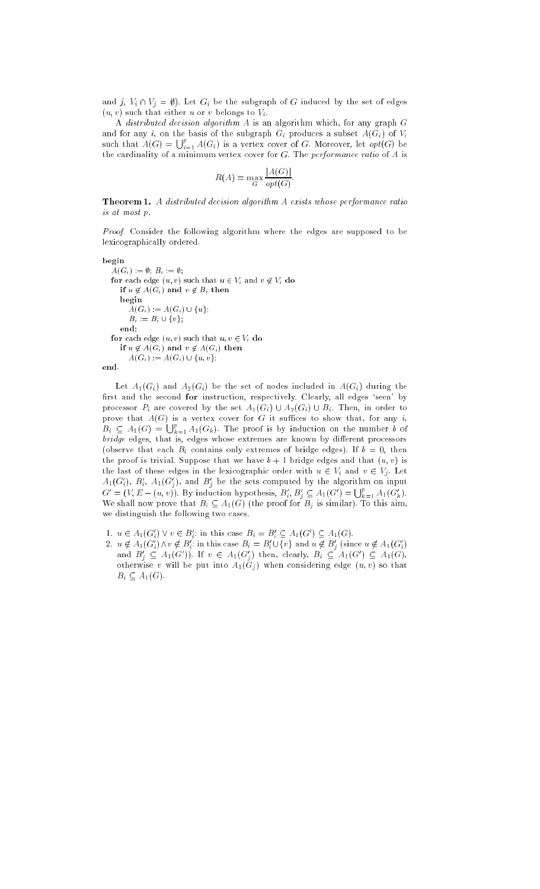and $j$, $V_i \cap V_j = \emptyset$). Let $G_i$ be the subgraph of $G$ induced by the set of edges $(u, v)$ such that either $u$ or $v$ belongs to $V_i$.

A *distributed decision algorithm* $A$ is an algorithm which, for any graph $G$ and for any $i$, on the basis of the subgraph $G_i$ produces a subset $A(G_i)$ of $V_i$ such that $A(G) = \bigcup_{i=1}^{p} A(G_i)$ is a vertex cover of $G$. Moreover, let $opt(G)$ be the cardinality of a minimum vertex cover for $G$. The *performance ratio* of $A$ is

$$R(A) = \max_G \frac{|A(G)|}{opt(G)}.$$

**Theorem 1.** *A distributed decision algorithm $A$ exists whose performance ratio is at most $p$.*

*Proof.* Consider the following algorithm where the edges are supposed to be lexicographically ordered.

```
begin
  A(G_i) := ∅; B_i := ∅;
  for each edge (u,v) such that u ∈ V_i and v ∉ V_i do
    if u ∉ A(G_i) and v ∉ B_i then
    begin
      A(G_i) := A(G_i) ∪ {u};
      B_i := B_i ∪ {v};
    end;
  for each edge (u,v) such that u,v ∈ V_i do
    if u ∉ A(G_i) and v ∉ A(G_i) then
      A(G_i) := A(G_i) ∪ {u,v};
end.
```

Let $A_1(G_i)$ and $A_2(G_i)$ be the set of nodes included in $A(G_i)$ during the first and the second **for** instruction, respectively. Clearly, all edges 'seen' by processor $P_i$ are covered by the set $A_1(G_i) \cup A_2(G_i) \cup B_i$. Then, in order to prove that $A(G)$ is a vertex cover for $G$ it suffices to show that, for any $i$, $B_i \subseteq A_1(G) = \bigcup_{k=1}^{p} A_1(G_k)$. The proof is by induction on the number $b$ of *bridge* edges, that is, edges whose extremes are known by different processors (observe that each $B_i$ contains only extremes of bridge edges). If $b = 0$, then the proof is trivial. Suppose that we have $b+1$ bridge edges and that $(u, v)$ is the last of these edges in the lexicographic order with $u \in V_i$ and $v \in V_j$. Let $A_1(G'_i)$, $B'_i$, $A_1(G'_j)$, and $B'_j$ be the sets computed by the algorithm on input $G' = (V, E - (u, v))$. By induction hypothesis, $B'_i, B'_j \subseteq A_1(G') = \bigcup_{k=1}^{p} A_1(G'_k)$. We shall now prove that $B_i \subseteq A_1(G)$ (the proof for $B_j$ is similar). To this aim, we distinguish the following two cases.

1. $u \in A_1(G'_i) \vee v \in B'_i$: in this case $B_i = B'_i \subseteq A_1(G') \subseteq A_1(G)$.
2. $u \notin A_1(G'_i) \wedge v \notin B'_i$: in this case $B_i = B'_i \cup \{v\}$ and $u \notin B'_j$ (since $u \notin A_1(G'_i)$ and $B'_j \subseteq A_1(G')$). If $v \in A_1(G'_j)$ then, clearly, $B_i \subseteq A_1(G') \subseteq A_1(G)$, otherwise $v$ will be put into $A_1(G_j)$ when considering edge $(u, v)$ so that $B_i \subseteq A_1(G)$.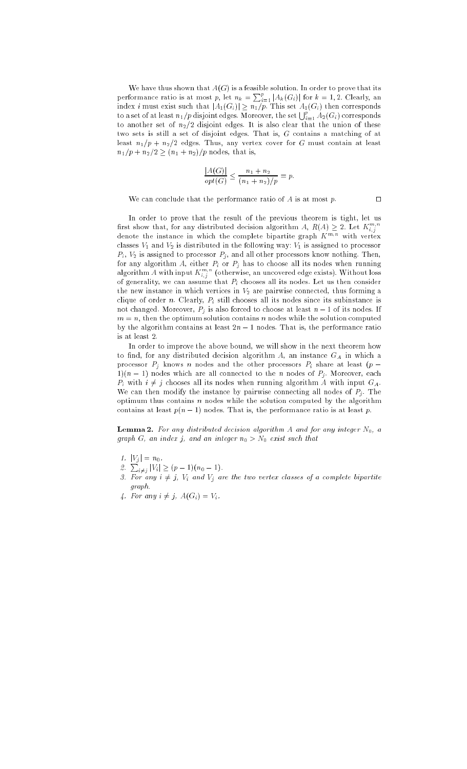We have thus shown that $A(G)$ is a feasible solution. In order to prove that its performance ratio is at most $p$, let $n_k = \sum_{i=1}^{p} |A_k(G_i)|$ for $k = 1, 2$. Clearly, an index $i$ must exist such that $|A_1(G_i)| \geq n_1/p$. This set $A_1(G_i)$ then corresponds to a set of at least $n_1/p$ disjoint edges. Moreover, the set $\bigcup_{i=1}^{p} A_2(G_i)$ corresponds to another set of $n_2/2$ disjoint edges. It is also clear that the union of these two sets is still a set of disjoint edges. That is, $G$ contains a matching of at least $n_1/p + n_2/2$ edges. Thus, any vertex cover for $G$ must contain at least $n_1/p + n_2/2 \geq (n_1 + n_2)/p$ nodes, that is,

$$\frac{|A(G)|}{opt(G)} \leq \frac{n_1 + n_2}{(n_1 + n_2)/p} = p.$$

We can conclude that the performance ratio of $A$ is at most $p$. $\square$

In order to prove that the result of the previous theorem is tight, let us first show that, for any distributed decision algorithm $A$, $R(A) \geq 2$. Let $K^{m,n}_{i,j}$ denote the instance in which the complete bipartite graph $K^{m,n}$ with vertex classes $V_1$ and $V_2$ is distributed in the following way: $V_1$ is assigned to processor $P_i$, $V_2$ is assigned to processor $P_j$, and all other processors know nothing. Then, for any algorithm $A$, either $P_i$ or $P_j$ has to choose all its nodes when running algorithm $A$ with input $K^{m,n}_{i,j}$ (otherwise, an uncovered edge exists). Without loss of generality, we can assume that $P_i$ chooses all its nodes. Let us then consider the new instance in which vertices in $V_2$ are pairwise connected, thus forming a clique of order $n$. Clearly, $P_i$ still chooses all its nodes since its subinstance is not changed. Moreover, $P_j$ is also forced to choose at least $n - 1$ of its nodes. If $m = n$, then the optimum solution contains $n$ nodes while the solution computed by the algorithm contains at least $2n - 1$ nodes. That is, the performance ratio is at least 2.

In order to improve the above bound, we will show in the next theorem how to find, for any distributed decision algorithm $A$, an instance $G_A$ in which a processor $P_j$ knows $n$ nodes and the other processors $P_i$ share at least $(p - 1)(n - 1)$ nodes which are all connected to the $n$ nodes of $P_j$. Moreover, each $P_i$ with $i \neq j$ chooses all its nodes when running algorithm $A$ with input $G_A$. We can then modify the instance by pairwise connecting all nodes of $P_j$. The optimum thus contains $n$ nodes while the solution computed by the algorithm contains at least $p(n - 1)$ nodes. That is, the performance ratio is at least $p$.

**Lemma 2.** *For any distributed decision algorithm $A$ and for any integer $N_0$, a graph $G$, an index $j$, and an integer $n_0 > N_0$ exist such that*

1. $|V_j| = n_0$.
2. $\sum_{i \neq j} |V_i| \geq (p - 1)(n_0 - 1)$.
3. *For any $i \neq j$, $V_i$ and $V_j$ are the two vertex classes of a complete bipartite graph.*
4. *For any $i \neq j$, $A(G_i) = V_i$.*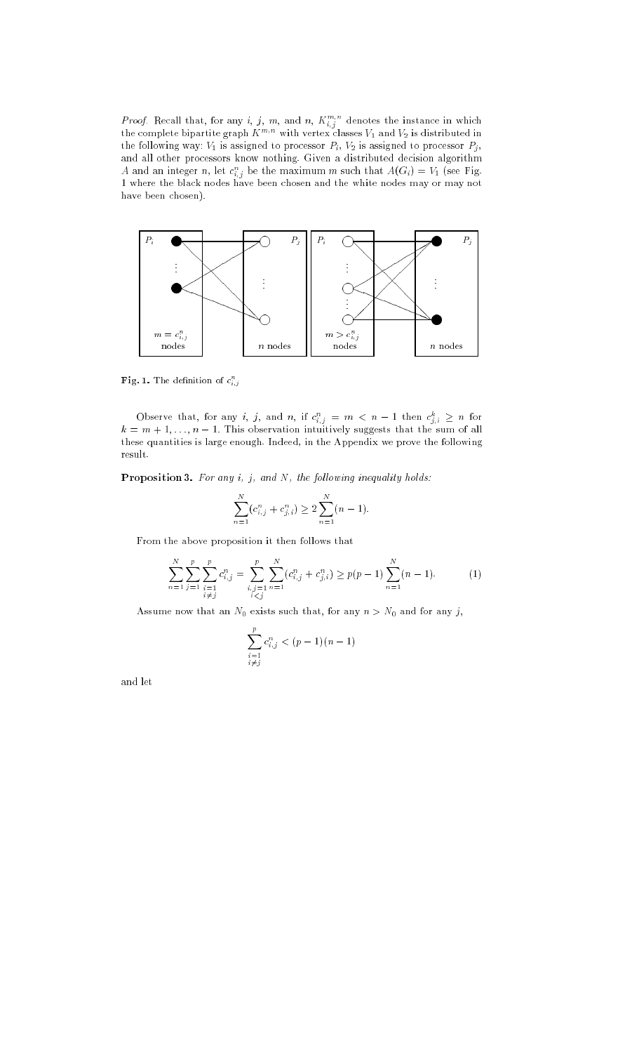*Proof.* Recall that, for any $i$, $j$, $m$, and $n$, $K_{i,j}^{m,n}$ denotes the instance in which the complete bipartite graph $K^{m,n}$ with vertex classes $V_1$ and $V_2$ is distributed in the following way: $V_1$ is assigned to processor $P_i$, $V_2$ is assigned to processor $P_j$, and all other processors know nothing. Given a distributed decision algorithm $A$ and an integer $n$, let $c_{i,j}^n$ be the maximum $m$ such that $A(G_i) = V_1$ (see Fig. 1 where the black nodes have been chosen and the white nodes may or may not have been chosen).

**Fig. 1.** The definition of $c_{i,j}^n$

Observe that, for any $i$, $j$, and $n$, if $c_{i,j}^n = m < n-1$ then $c_{j,i}^k \geq n$ for $k = m+1, \ldots, n-1$. This observation intuitively suggests that the sum of all these quantities is large enough. Indeed, in the Appendix we prove the following result.

**Proposition 3.** *For any $i$, $j$, and $N$, the following inequality holds:*

$$\sum_{n=1}^{N} (c_{i,j}^n + c_{j,i}^n) \geq 2 \sum_{n=1}^{N} (n-1).$$

From the above proposition it then follows that

$$\sum_{n=1}^{N} \sum_{j=1}^{p} \sum_{\substack{i=1 \\ i \neq j}}^{p} c_{i,j}^n = \sum_{\substack{i,j=1 \\ i<j}}^{p} \sum_{n=1}^{N} (c_{i,j}^n + c_{j,i}^n) \geq p(p-1) \sum_{n=1}^{N} (n-1). \tag{1}$$

Assume now that an $N_0$ exists such that, for any $n > N_0$ and for any $j$,

$$\sum_{\substack{i=1 \\ i \neq j}}^{p} c_{i,j}^n < (p-1)(n-1)$$

and let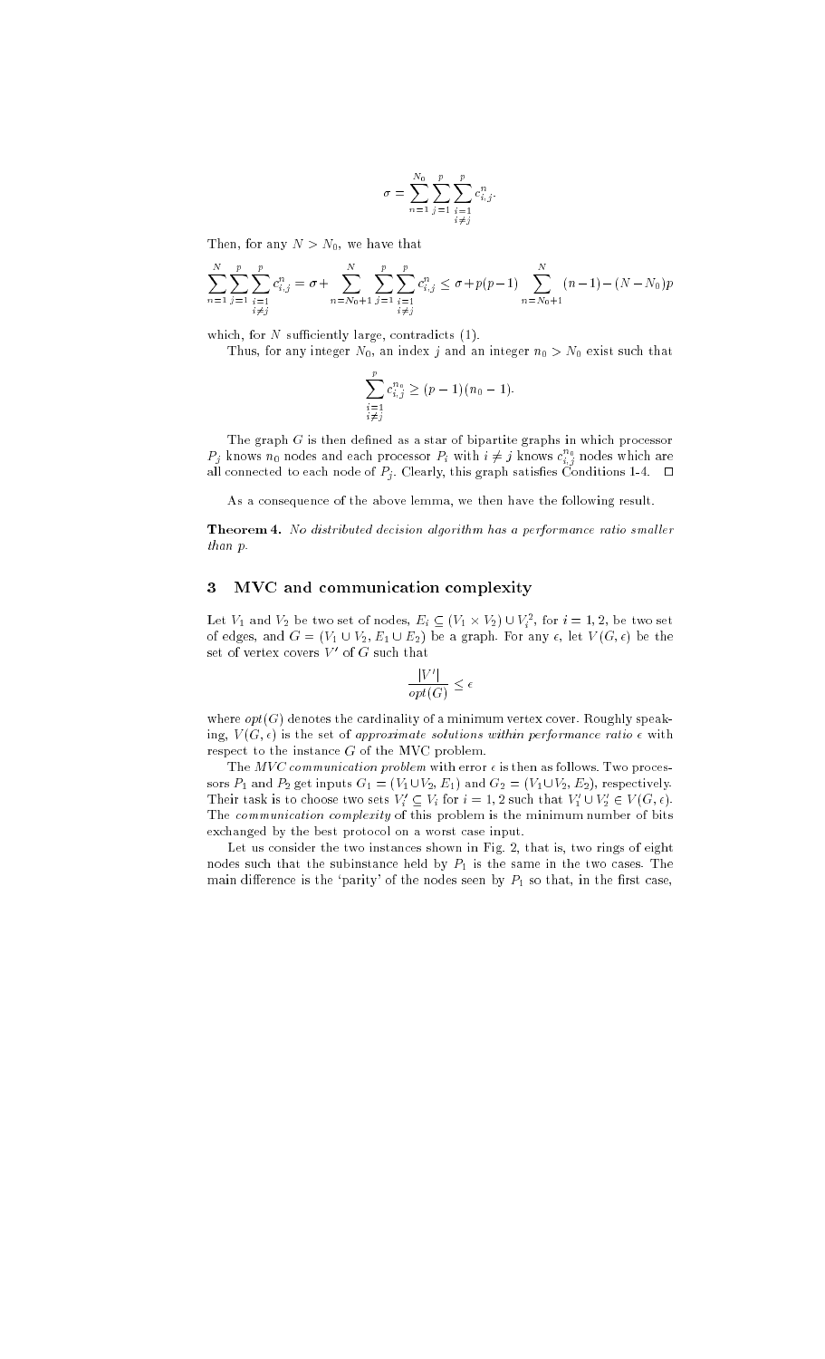$$\sigma = \sum_{n=1}^{N_0} \sum_{j=1}^{p} \sum_{\substack{i=1 \\ i \neq j}}^{p} c_{i,j}^{n}.$$

Then, for any $N > N_0$, we have that

$$\sum_{n=1}^{N} \sum_{j=1}^{p} \sum_{\substack{i=1 \\ i \neq j}}^{p} c_{i,j}^{n} = \sigma + \sum_{n=N_0+1}^{N} \sum_{j=1}^{p} \sum_{\substack{i=1 \\ i \neq j}}^{p} c_{i,j}^{n} \leq \sigma + p(p-1) \sum_{n=N_0+1}^{N} (n-1) - (N - N_0)p$$

which, for $N$ sufficiently large, contradicts (1).

Thus, for any integer $N_0$, an index $j$ and an integer $n_0 > N_0$ exist such that

$$\sum_{\substack{i=1 \\ i \neq j}}^{p} c_{i,j}^{n_0} \geq (p-1)(n_0 - 1).$$

The graph $G$ is then defined as a star of bipartite graphs in which processor $P_j$ knows $n_0$ nodes and each processor $P_i$ with $i \neq j$ knows $c_{i,j}^{n_0}$ nodes which are all connected to each node of $P_j$. Clearly, this graph satisfies Conditions 1-4. □

As a consequence of the above lemma, we then have the following result.

**Theorem 4.** *No distributed decision algorithm has a performance ratio smaller than $p$.*

## 3 MVC and communication complexity

Let $V_1$ and $V_2$ be two set of nodes, $E_i \subseteq (V_1 \times V_2) \cup V_i^2$, for $i = 1, 2$, be two set of edges, and $G = (V_1 \cup V_2, E_1 \cup E_2)$ be a graph. For any $\epsilon$, let $V(G, \epsilon)$ be the set of vertex covers $V'$ of $G$ such that

$$\frac{|V'|}{opt(G)} \leq \epsilon$$

where $opt(G)$ denotes the cardinality of a minimum vertex cover. Roughly speaking, $V(G, \epsilon)$ is the set of *approximate solutions within performance ratio* $\epsilon$ with respect to the instance $G$ of the MVC problem.

The *MVC communication problem* with error $\epsilon$ is then as follows. Two processors $P_1$ and $P_2$ get inputs $G_1 = (V_1 \cup V_2, E_1)$ and $G_2 = (V_1 \cup V_2, E_2)$, respectively. Their task is to choose two sets $V_i' \subseteq V_i$ for $i = 1, 2$ such that $V_1' \cup V_2' \in V(G, \epsilon)$. The *communication complexity* of this problem is the minimum number of bits exchanged by the best protocol on a worst case input.

Let us consider the two instances shown in Fig. 2, that is, two rings of eight nodes such that the subinstance held by $P_1$ is the same in the two cases. The main difference is the 'parity' of the nodes seen by $P_1$ so that, in the first case,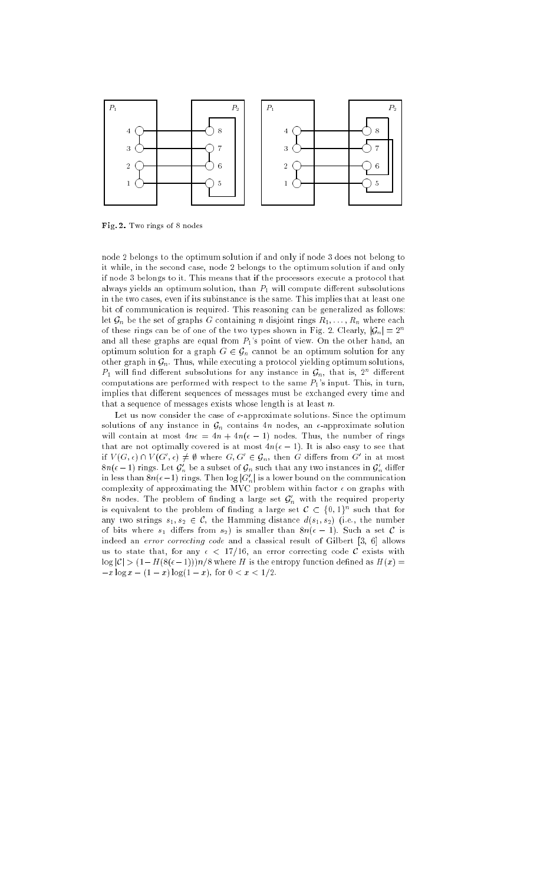**Fig. 2.** Two rings of 8 nodes

node 2 belongs to the optimum solution if and only if node 3 does not belong to it while, in the second case, node 2 belongs to the optimum solution if and only if node 3 belongs to it. This means that if the processors execute a protocol that always yields an optimum solution, than $P_1$ will compute different subsolutions in the two cases, even if its subinstance is the same. This implies that at least one bit of communication is required. This reasoning can be generalized as follows: let $\mathcal{G}_n$ be the set of graphs $G$ containing $n$ disjoint rings $R_1, \ldots, R_n$ where each of these rings can be of one of the two types shown in Fig. 2. Clearly, $|\mathcal{G}_n| = 2^n$ and all these graphs are equal from $P_1$'s point of view. On the other hand, an optimum solution for a graph $G \in \mathcal{G}_n$ cannot be an optimum solution for any other graph in $\mathcal{G}_n$. Thus, while executing a protocol yielding optimum solutions, $P_1$ will find different subsolutions for any instance in $\mathcal{G}_n$, that is, $2^n$ different computations are performed with respect to the same $P_1$'s input. This, in turn, implies that different sequences of messages must be exchanged every time and that a sequence of messages exists whose length is at least $n$.

Let us now consider the case of $\epsilon$-approximate solutions. Since the optimum solutions of any instance in $\mathcal{G}_n$ contains $4n$ nodes, an $\epsilon$-approximate solution will contain at most $4n\epsilon = 4n + 4n(\epsilon - 1)$ nodes. Thus, the number of rings that are not optimally covered is at most $4n(\epsilon - 1)$. It is also easy to see that if $V(G, \epsilon) \cap V(G', \epsilon) \neq \emptyset$ where $G, G' \in \mathcal{G}_n$, then $G$ differs from $G'$ in at most $8n(\epsilon - 1)$ rings. Let $\mathcal{G}'_n$ be a subset of $\mathcal{G}_n$ such that any two instances in $\mathcal{G}'_n$ differ in less than $8n(\epsilon - 1)$ rings. Then $\log |G'_n|$ is a lower bound on the communication complexity of approximating the MVC problem within factor $\epsilon$ on graphs with $8n$ nodes. The problem of finding a large set $\mathcal{G}'_n$ with the required property is equivalent to the problem of finding a large set $\mathcal{C} \subset \{0, 1\}^n$ such that for any two strings $s_1, s_2 \in \mathcal{C}$, the Hamming distance $d(s_1, s_2)$ (i.e., the number of bits where $s_1$ differs from $s_2$) is smaller than $8n(\epsilon - 1)$. Such a set $\mathcal{C}$ is indeed an *error correcting code* and a classical result of Gilbert [3, 6] allows us to state that, for any $\epsilon < 17/16$, an error correcting code $\mathcal{C}$ exists with $\log |\mathcal{C}| > (1 - H(8(\epsilon - 1)))n/8$ where $H$ is the entropy function defined as $H(x) = -x \log x - (1 - x) \log(1 - x)$, for $0 < x < 1/2$.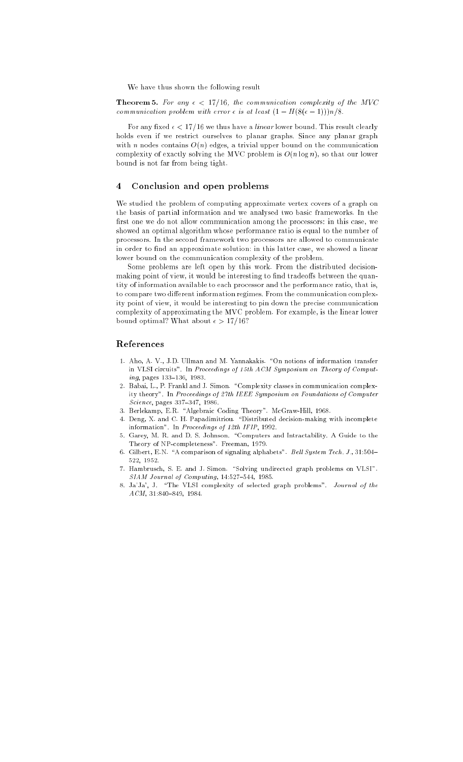We have thus shown the following result

**Theorem 5.** *For any $\epsilon < 17/16$, the communication complexity of the MVC communication problem with error $\epsilon$ is at least $(1 - H(8(\epsilon - 1)))n/8$.*

For any fixed $\epsilon < 17/16$ we thus have a *linear* lower bound. This result clearly holds even if we restrict ourselves to planar graphs. Since any planar graph with $n$ nodes contains $O(n)$ edges, a trivial upper bound on the communication complexity of exactly solving the MVC problem is $O(n \log n)$, so that our lower bound is not far from being tight.

## 4 Conclusion and open problems

We studied the problem of computing approximate vertex covers of a graph on the basis of partial information and we analysed two basic frameworks. In the first one we do not allow communication among the processors: in this case, we showed an optimal algorithm whose performance ratio is equal to the number of processors. In the second framework two processors are allowed to communicate in order to find an approximate solution: in this latter case, we showed a linear lower bound on the communication complexity of the problem.

Some problems are left open by this work. From the distributed decision-making point of view, it would be interesting to find tradeoffs between the quantity of information available to each processor and the performance ratio, that is, to compare two different information regimes. From the communication complexity point of view, it would be interesting to pin down the precise communication complexity of approximating the MVC problem. For example, is the linear lower bound optimal? What about $\epsilon > 17/16$?

## References

1. Aho, A. V., J.D. Ullman and M. Yannakakis. "On notions of information transfer in VLSI circuits". In *Proceedings of 15th ACM Symposium on Theory of Computing*, pages 133–136, 1983.
2. Babai, L., P. Frankl and J. Simon. "Complexity classes in communication complexity theory". In *Proceedings of 27th IEEE Symposium on Foundations of Computer Science*, pages 337–347, 1986.
3. Berlekamp, E.R. "Algebraic Coding Theory". McGraw-Hill, 1968.
4. Deng, X. and C. H. Papadimitriou. "Distributed decision-making with incomplete information". In *Proceedings of 12th IFIP*, 1992.
5. Garey, M. R. and D. S. Johnson. "Computers and Intractability. A Guide to the Theory of NP-completeness". Freeman, 1979.
6. Gilbert, E.N. "A comparison of signaling alphabets". *Bell System Tech. J.*, 31:504–522, 1952.
7. Hambrusch, S. E. and J. Simon. "Solving undirected graph problems on VLSI". *SIAM Journal of Computing*, 14:527–544, 1985.
8. Ja'Ja', J. "The VLSI complexity of selected graph problems". *Journal of the ACM*, 31:840–849, 1984.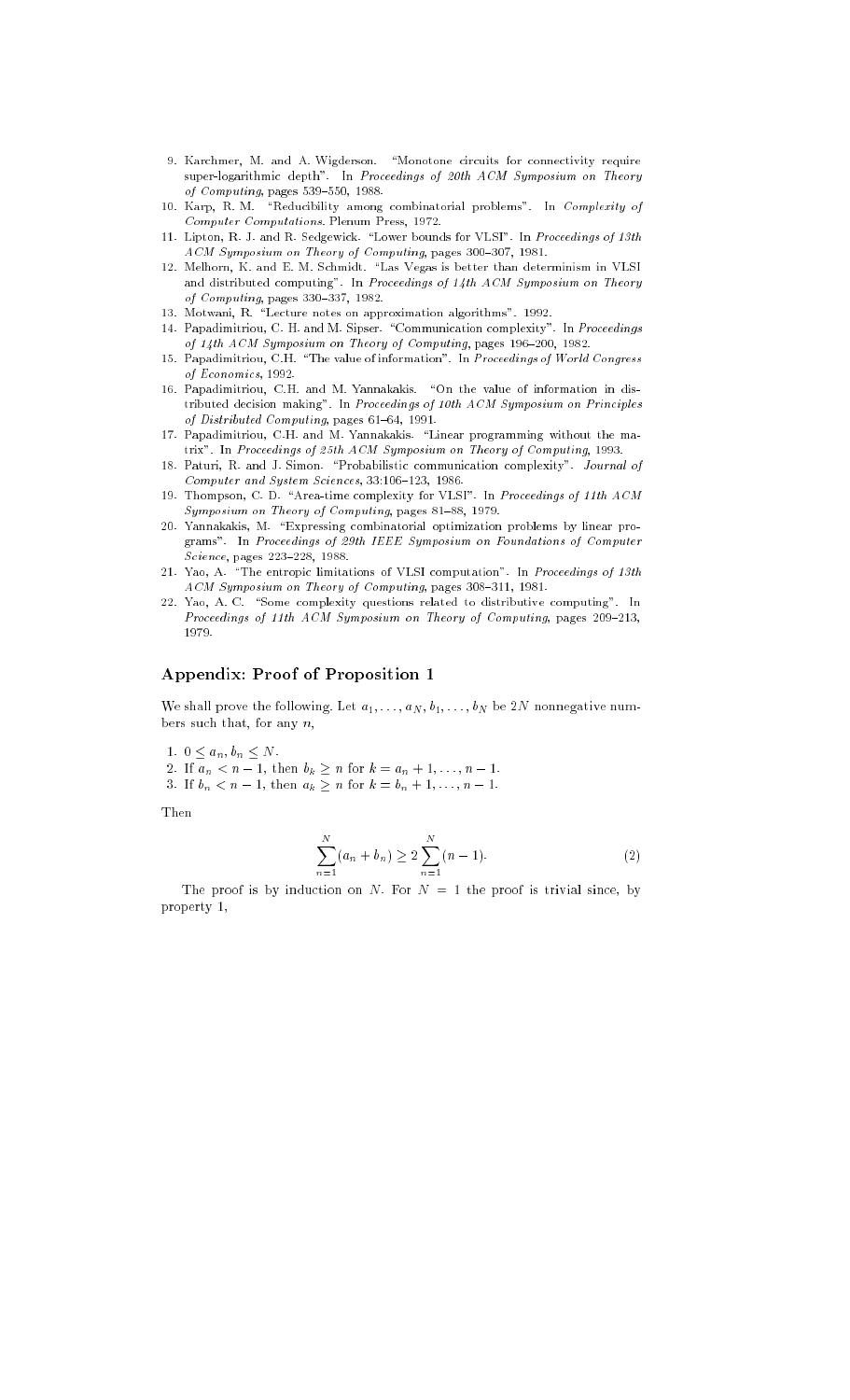9. Karchmer, M. and A. Wigderson. "Monotone circuits for connectivity require super-logarithmic depth". In *Proceedings of 20th ACM Symposium on Theory of Computing*, pages 539–550, 1988.
10. Karp, R. M. "Reducibility among combinatorial problems". In *Complexity of Computer Computations*. Plenum Press, 1972.
11. Lipton, R. J. and R. Sedgewick. "Lower bounds for VLSI". In *Proceedings of 13th ACM Symposium on Theory of Computing*, pages 300–307, 1981.
12. Melhorn, K. and E. M. Schmidt. "Las Vegas is better than determinism in VLSI and distributed computing". In *Proceedings of 14th ACM Symposium on Theory of Computing*, pages 330–337, 1982.
13. Motwani, R. "Lecture notes on approximation algorithms". 1992.
14. Papadimitriou, C. H. and M. Sipser. "Communication complexity". In *Proceedings of 14th ACM Symposium on Theory of Computing*, pages 196–200, 1982.
15. Papadimitriou, C.H. "The value of information". In *Proceedings of World Congress of Economics*, 1992.
16. Papadimitriou, C.H. and M. Yannakakis. "On the value of information in distributed decision making". In *Proceedings of 10th ACM Symposium on Principles of Distributed Computing*, pages 61–64, 1991.
17. Papadimitriou, C.H. and M. Yannakakis. "Linear programming without the matrix". In *Proceedings of 25th ACM Symposium on Theory of Computing*, 1993.
18. Paturi, R. and J. Simon. "Probabilistic communication complexity". *Journal of Computer and System Sciences*, 33:106–123, 1986.
19. Thompson, C. D. "Area-time complexity for VLSI". In *Proceedings of 11th ACM Symposium on Theory of Computing*, pages 81–88, 1979.
20. Yannakakis, M. "Expressing combinatorial optimization problems by linear programs". In *Proceedings of 29th IEEE Symposium on Foundations of Computer Science*, pages 223–228, 1988.
21. Yao, A. "The entropic limitations of VLSI computation". In *Proceedings of 13th ACM Symposium on Theory of Computing*, pages 308–311, 1981.
22. Yao, A. C. "Some complexity questions related to distributive computing". In *Proceedings of 11th ACM Symposium on Theory of Computing*, pages 209–213, 1979.

## Appendix: Proof of Proposition 1

We shall prove the following. Let $a_1, \ldots, a_N, b_1, \ldots, b_N$ be $2N$ nonnegative numbers such that, for any $n$,

1. $0 \leq a_n, b_n \leq N$.
2. If $a_n < n-1$, then $b_k \geq n$ for $k = a_n + 1, \ldots, n-1$.
3. If $b_n < n-1$, then $a_k \geq n$ for $k = b_n + 1, \ldots, n-1$.

Then

$$\sum_{n=1}^{N}(a_n + b_n) \geq 2\sum_{n=1}^{N}(n-1). \tag{2}$$

The proof is by induction on $N$. For $N = 1$ the proof is trivial since, by property 1,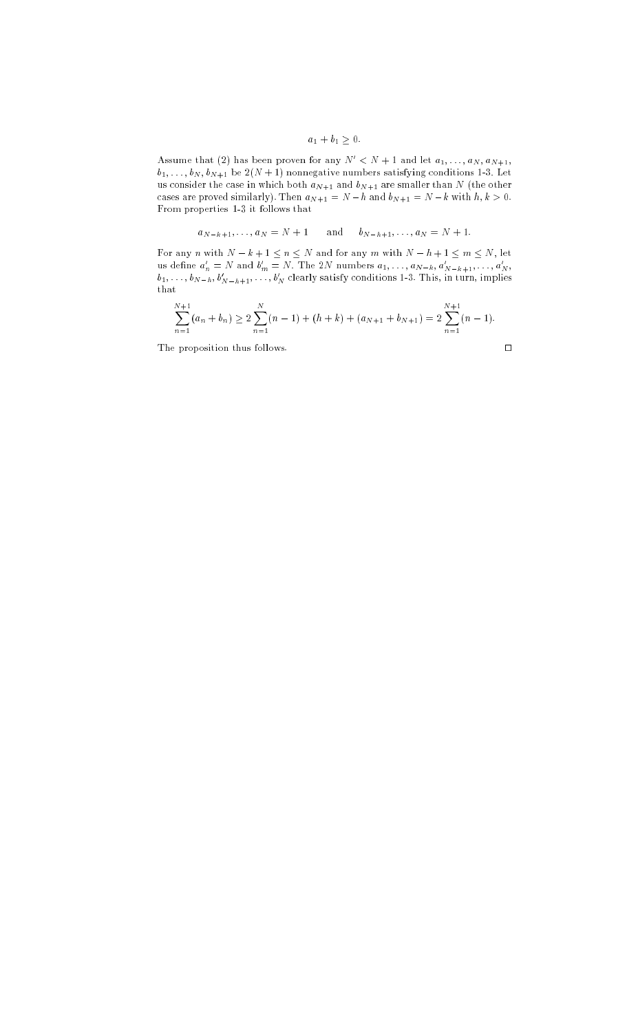$$a_1 + b_1 \geq 0.$$

Assume that (2) has been proven for any $N' < N+1$ and let $a_1, \ldots, a_N, a_{N+1}$, $b_1, \ldots, b_N, b_{N+1}$ be $2(N+1)$ nonnegative numbers satisfying conditions 1-3. Let us consider the case in which both $a_{N+1}$ and $b_{N+1}$ are smaller than $N$ (the other cases are proved similarly). Then $a_{N+1} = N - h$ and $b_{N+1} = N - k$ with $h, k > 0$. From properties 1-3 it follows that

$$a_{N-k+1}, \ldots, a_N = N+1 \qquad \text{and} \qquad b_{N-h+1}, \ldots, a_N = N+1.$$

For any $n$ with $N - k + 1 \leq n \leq N$ and for any $m$ with $N - h + 1 \leq m \leq N$, let us define $a'_n = N$ and $b'_m = N$. The $2N$ numbers $a_1, \ldots, a_{N-k}, a'_{N-k+1}, \ldots, a'_N$, $b_1, \ldots, b_{N-h}, b'_{N-h+1}, \ldots, b'_N$ clearly satisfy conditions 1-3. This, in turn, implies that

$$\sum_{n=1}^{N+1} (a_n + b_n) \geq 2 \sum_{n=1}^{N} (n-1) + (h+k) + (a_{N+1} + b_{N+1}) = 2 \sum_{n=1}^{N+1} (n-1).$$

The proposition thus follows. □